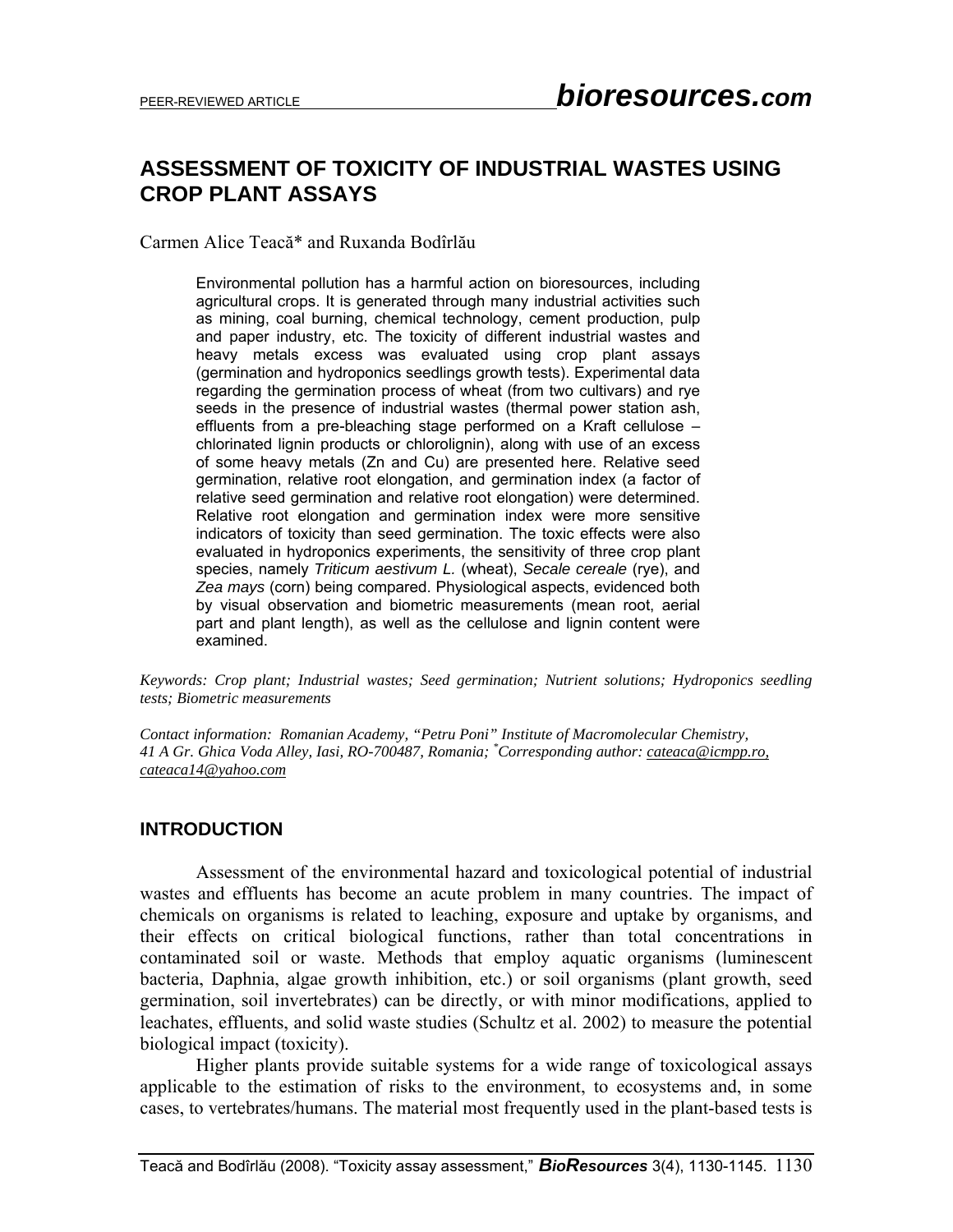# ASSESSMENT OF TOXICITY OF INDUSTRIAL WASTES USING CROP PLANT ASSAYS

Carmen Alice Teacă* and Ruxanda Bodîrlău

Environmental pollution has a harmful action on bioresources, including agricultural crops. It is generated through many industrial activities such as mining, coal burning, chemical technology, cement production, pulp and paper industry, etc. The toxicity of different industrial wastes and heavy metals excess was evaluated using crop plant assays (germination and hydroponics seedlings growth tests). Experimental data regarding the germination process of wheat (from two cultivars) and rye seeds in the presence of industrial wastes (thermal power station ash, effluents from a pre-bleaching stage performed on a Kraft cellulose – chlorinated lignin products or chlorolignin), along with use of an excess of some heavy metals (Zn and Cu) are presented here. Relative seed germination, relative root elongation, and germination index (a factor of relative seed germination and relative root elongation) were determined. Relative root elongation and germination index were more sensitive indicators of toxicity than seed germination. The toxic effects were also evaluated in hydroponics experiments, the sensitivity of three crop plant species, namely *Triticum aestivum L.* (wheat), *Secale cereale* (rye), and *Zea mays* (corn) being compared. Physiological aspects, evidenced both by visual observation and biometric measurements (mean root, aerial part and plant length), as well as the cellulose and lignin content were examined.

*Keywords: Crop plant; Industrial wastes; Seed germination; Nutrient solutions; Hydroponics seedling tests; Biometric measurements*

*Contact information: Romanian Academy, "Petru Poni" Institute of Macromolecular Chemistry, 41 A Gr. Ghica Voda Alley, Iasi, RO-700487, Romania; *Corresponding author: cateaca@icmpp.ro, cateaca14@yahoo.com*

## INTRODUCTION

Assessment of the environmental hazard and toxicological potential of industrial wastes and effluents has become an acute problem in many countries. The impact of chemicals on organisms is related to leaching, exposure and uptake by organisms, and their effects on critical biological functions, rather than total concentrations in contaminated soil or waste. Methods that employ aquatic organisms (luminescent bacteria, Daphnia, algae growth inhibition, etc.) or soil organisms (plant growth, seed germination, soil invertebrates) can be directly, or with minor modifications, applied to leachates, effluents, and solid waste studies (Schultz et al. 2002) to measure the potential biological impact (toxicity).

Higher plants provide suitable systems for a wide range of toxicological assays applicable to the estimation of risks to the environment, to ecosystems and, in some cases, to vertebrates/humans. The material most frequently used in the plant-based tests is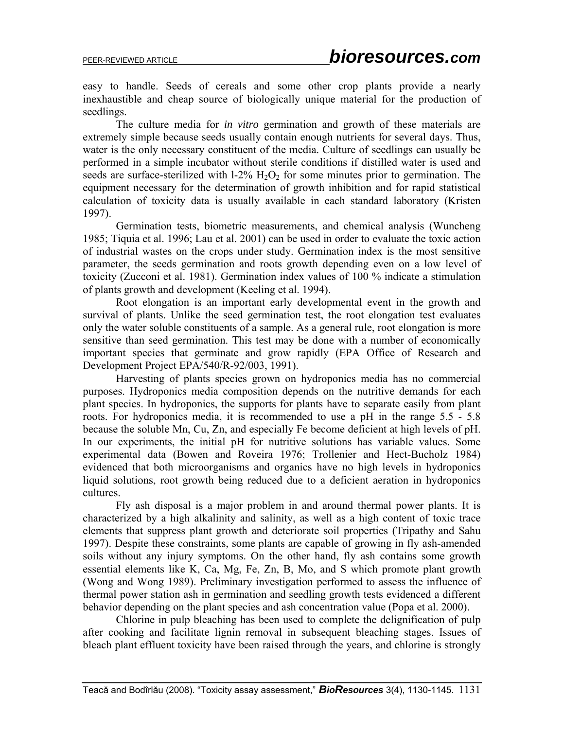easy to handle. Seeds of cereals and some other crop plants provide a nearly inexhaustible and cheap source of biologically unique material for the production of seedlings.

The culture media for *in vitro* germination and growth of these materials are extremely simple because seeds usually contain enough nutrients for several days. Thus, water is the only necessary constituent of the media. Culture of seedlings can usually be performed in a simple incubator without sterile conditions if distilled water is used and seeds are surface-sterilized with l-2% $H_2O_2$ for some minutes prior to germination. The equipment necessary for the determination of growth inhibition and for rapid statistical calculation of toxicity data is usually available in each standard laboratory (Kristen 1997).

Germination tests, biometric measurements, and chemical analysis (Wuncheng 1985; Tiquia et al. 1996; Lau et al. 2001) can be used in order to evaluate the toxic action of industrial wastes on the crops under study. Germination index is the most sensitive parameter, the seeds germination and roots growth depending even on a low level of toxicity (Zucconi et al. 1981). Germination index values of 100 % indicate a stimulation of plants growth and development (Keeling et al. 1994).

Root elongation is an important early developmental event in the growth and survival of plants. Unlike the seed germination test, the root elongation test evaluates only the water soluble constituents of a sample. As a general rule, root elongation is more sensitive than seed germination. This test may be done with a number of economically important species that germinate and grow rapidly (EPA Office of Research and Development Project EPA/540/R-92/003, 1991).

Harvesting of plants species grown on hydroponics media has no commercial purposes. Hydroponics media composition depends on the nutritive demands for each plant species. In hydroponics, the supports for plants have to separate easily from plant roots. For hydroponics media, it is recommended to use a pH in the range 5.5 - 5.8 because the soluble Mn, Cu, Zn, and especially Fe become deficient at high levels of pH. In our experiments, the initial pH for nutritive solutions has variable values. Some experimental data (Bowen and Roveira 1976; Trollenier and Hect-Bucholz 1984) evidenced that both microorganisms and organics have no high levels in hydroponics liquid solutions, root growth being reduced due to a deficient aeration in hydroponics cultures.

Fly ash disposal is a major problem in and around thermal power plants. It is characterized by a high alkalinity and salinity, as well as a high content of toxic trace elements that suppress plant growth and deteriorate soil properties (Tripathy and Sahu 1997). Despite these constraints, some plants are capable of growing in fly ash-amended soils without any injury symptoms. On the other hand, fly ash contains some growth essential elements like K, Ca, Mg, Fe, Zn, B, Mo, and S which promote plant growth (Wong and Wong 1989). Preliminary investigation performed to assess the influence of thermal power station ash in germination and seedling growth tests evidenced a different behavior depending on the plant species and ash concentration value (Popa et al. 2000).

Chlorine in pulp bleaching has been used to complete the delignification of pulp after cooking and facilitate lignin removal in subsequent bleaching stages. Issues of bleach plant effluent toxicity have been raised through the years, and chlorine is strongly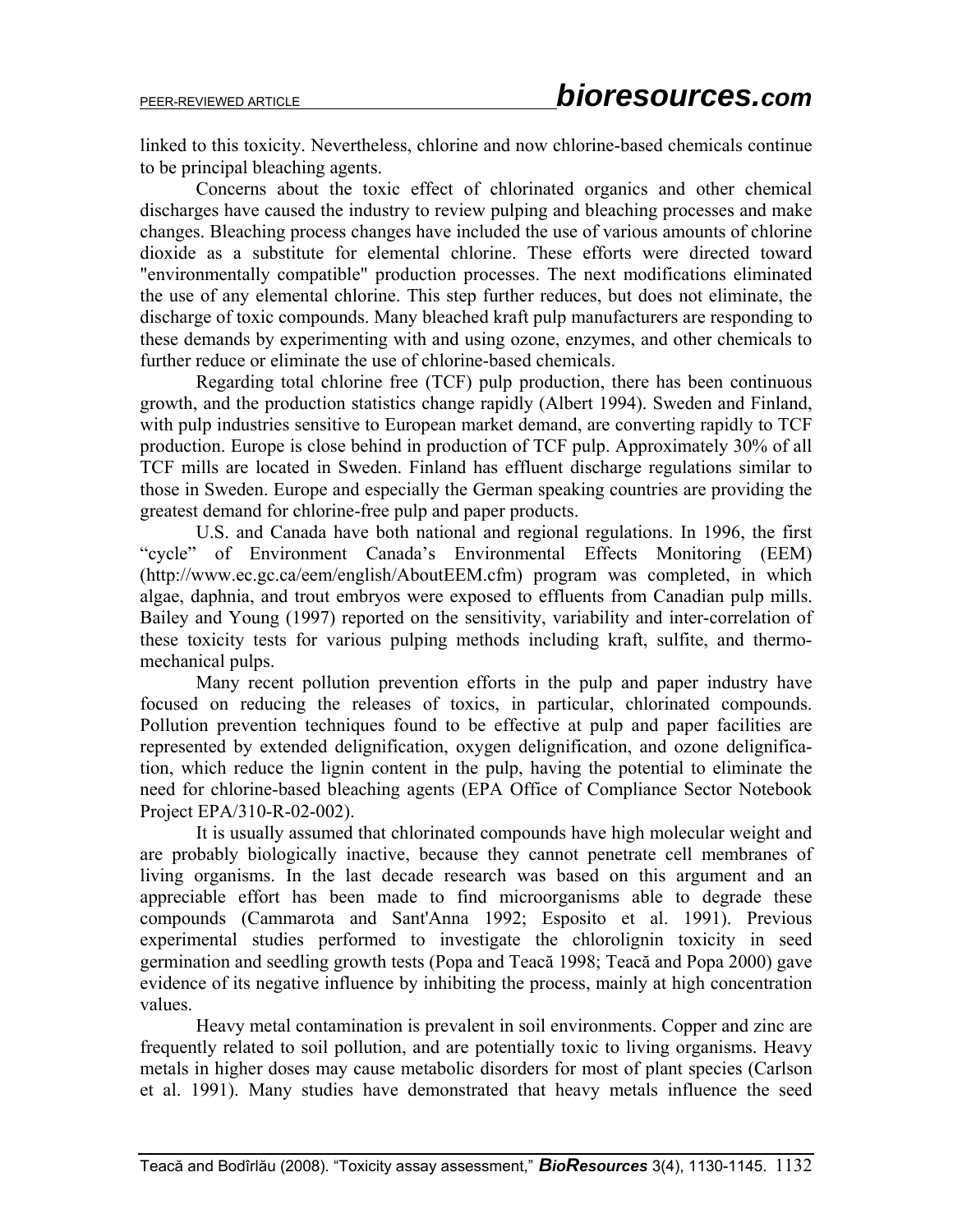linked to this toxicity. Nevertheless, chlorine and now chlorine-based chemicals continue to be principal bleaching agents.

Concerns about the toxic effect of chlorinated organics and other chemical discharges have caused the industry to review pulping and bleaching processes and make changes. Bleaching process changes have included the use of various amounts of chlorine dioxide as a substitute for elemental chlorine. These efforts were directed toward "environmentally compatible" production processes. The next modifications eliminated the use of any elemental chlorine. This step further reduces, but does not eliminate, the discharge of toxic compounds. Many bleached kraft pulp manufacturers are responding to these demands by experimenting with and using ozone, enzymes, and other chemicals to further reduce or eliminate the use of chlorine-based chemicals.

Regarding total chlorine free (TCF) pulp production, there has been continuous growth, and the production statistics change rapidly (Albert 1994). Sweden and Finland, with pulp industries sensitive to European market demand, are converting rapidly to TCF production. Europe is close behind in production of TCF pulp. Approximately 30% of all TCF mills are located in Sweden. Finland has effluent discharge regulations similar to those in Sweden. Europe and especially the German speaking countries are providing the greatest demand for chlorine-free pulp and paper products.

U.S. and Canada have both national and regional regulations. In 1996, the first "cycle" of Environment Canada's Environmental Effects Monitoring (EEM) (http://www.ec.gc.ca/eem/english/AboutEEM.cfm) program was completed, in which algae, daphnia, and trout embryos were exposed to effluents from Canadian pulp mills. Bailey and Young (1997) reported on the sensitivity, variability and inter-correlation of these toxicity tests for various pulping methods including kraft, sulfite, and thermo-mechanical pulps.

Many recent pollution prevention efforts in the pulp and paper industry have focused on reducing the releases of toxics, in particular, chlorinated compounds. Pollution prevention techniques found to be effective at pulp and paper facilities are represented by extended delignification, oxygen delignification, and ozone delignification, which reduce the lignin content in the pulp, having the potential to eliminate the need for chlorine-based bleaching agents (EPA Office of Compliance Sector Notebook Project EPA/310-R-02-002).

It is usually assumed that chlorinated compounds have high molecular weight and are probably biologically inactive, because they cannot penetrate cell membranes of living organisms. In the last decade research was based on this argument and an appreciable effort has been made to find microorganisms able to degrade these compounds (Cammarota and Sant'Anna 1992; Esposito et al. 1991). Previous experimental studies performed to investigate the chlorolignin toxicity in seed germination and seedling growth tests (Popa and Teacă 1998; Teacă and Popa 2000) gave evidence of its negative influence by inhibiting the process, mainly at high concentration values.

Heavy metal contamination is prevalent in soil environments. Copper and zinc are frequently related to soil pollution, and are potentially toxic to living organisms. Heavy metals in higher doses may cause metabolic disorders for most of plant species (Carlson et al. 1991). Many studies have demonstrated that heavy metals influence the seed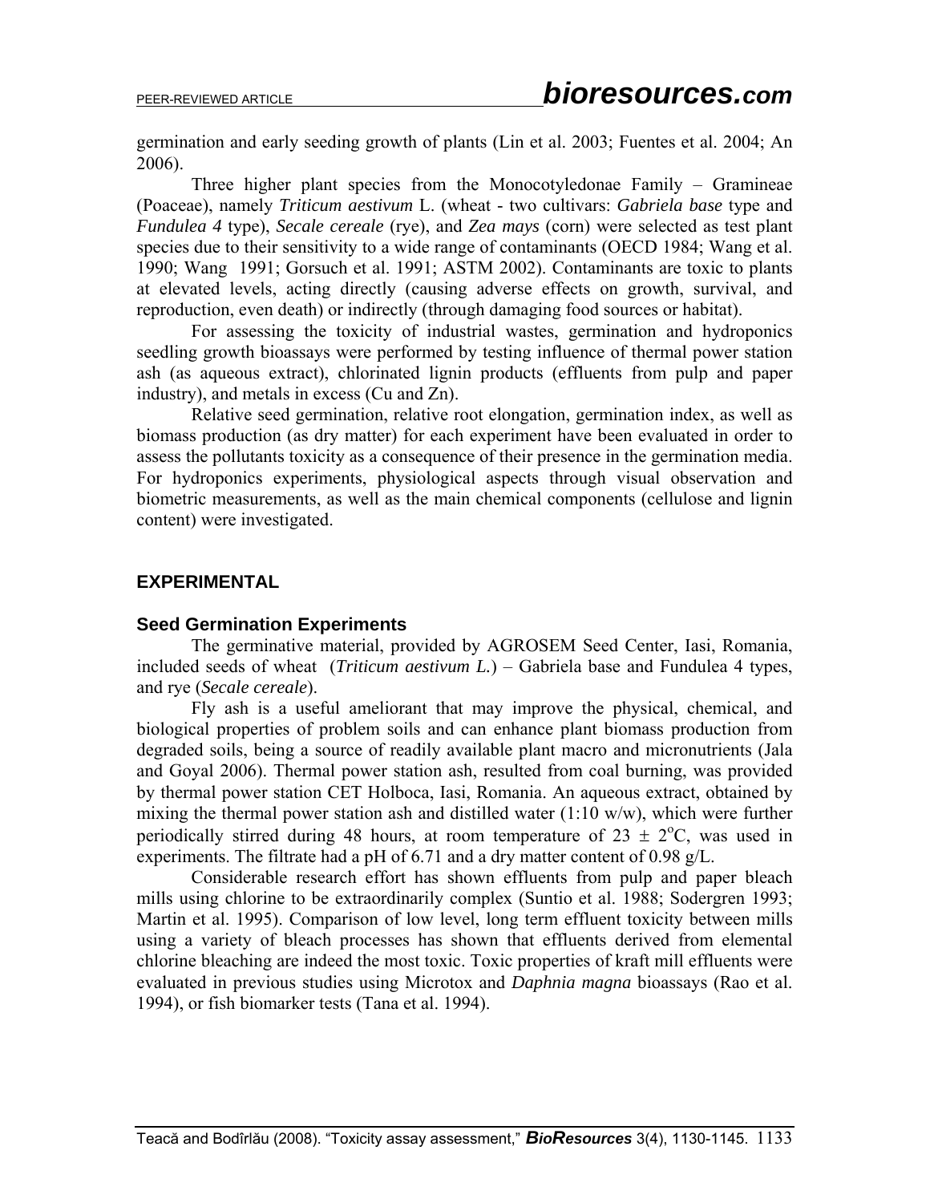germination and early seeding growth of plants (Lin et al. 2003; Fuentes et al. 2004; An 2006).

Three higher plant species from the Monocotyledonae Family – Gramineae (Poaceae), namely *Triticum aestivum* L. (wheat - two cultivars: *Gabriela base* type and *Fundulea 4* type), *Secale cereale* (rye), and *Zea mays* (corn) were selected as test plant species due to their sensitivity to a wide range of contaminants (OECD 1984; Wang et al. 1990; Wang 1991; Gorsuch et al. 1991; ASTM 2002). Contaminants are toxic to plants at elevated levels, acting directly (causing adverse effects on growth, survival, and reproduction, even death) or indirectly (through damaging food sources or habitat).

For assessing the toxicity of industrial wastes, germination and hydroponics seedling growth bioassays were performed by testing influence of thermal power station ash (as aqueous extract), chlorinated lignin products (effluents from pulp and paper industry), and metals in excess (Cu and Zn).

Relative seed germination, relative root elongation, germination index, as well as biomass production (as dry matter) for each experiment have been evaluated in order to assess the pollutants toxicity as a consequence of their presence in the germination media. For hydroponics experiments, physiological aspects through visual observation and biometric measurements, as well as the main chemical components (cellulose and lignin content) were investigated.

## EXPERIMENTAL

### Seed Germination Experiments

The germinative material, provided by AGROSEM Seed Center, Iasi, Romania, included seeds of wheat (*Triticum aestivum L.*) – Gabriela base and Fundulea 4 types, and rye (*Secale cereale*).

Fly ash is a useful ameliorant that may improve the physical, chemical, and biological properties of problem soils and can enhance plant biomass production from degraded soils, being a source of readily available plant macro and micronutrients (Jala and Goyal 2006). Thermal power station ash, resulted from coal burning, was provided by thermal power station CET Holboca, Iasi, Romania. An aqueous extract, obtained by mixing the thermal power station ash and distilled water (1:10 w/w), which were further periodically stirred during 48 hours, at room temperature of $23 \pm 2^{o}C$, was used in experiments. The filtrate had a pH of 6.71 and a dry matter content of 0.98 g/L.

Considerable research effort has shown effluents from pulp and paper bleach mills using chlorine to be extraordinarily complex (Suntio et al. 1988; Sodergren 1993; Martin et al. 1995). Comparison of low level, long term effluent toxicity between mills using a variety of bleach processes has shown that effluents derived from elemental chlorine bleaching are indeed the most toxic. Toxic properties of kraft mill effluents were evaluated in previous studies using Microtox and *Daphnia magna* bioassays (Rao et al. 1994), or fish biomarker tests (Tana et al. 1994).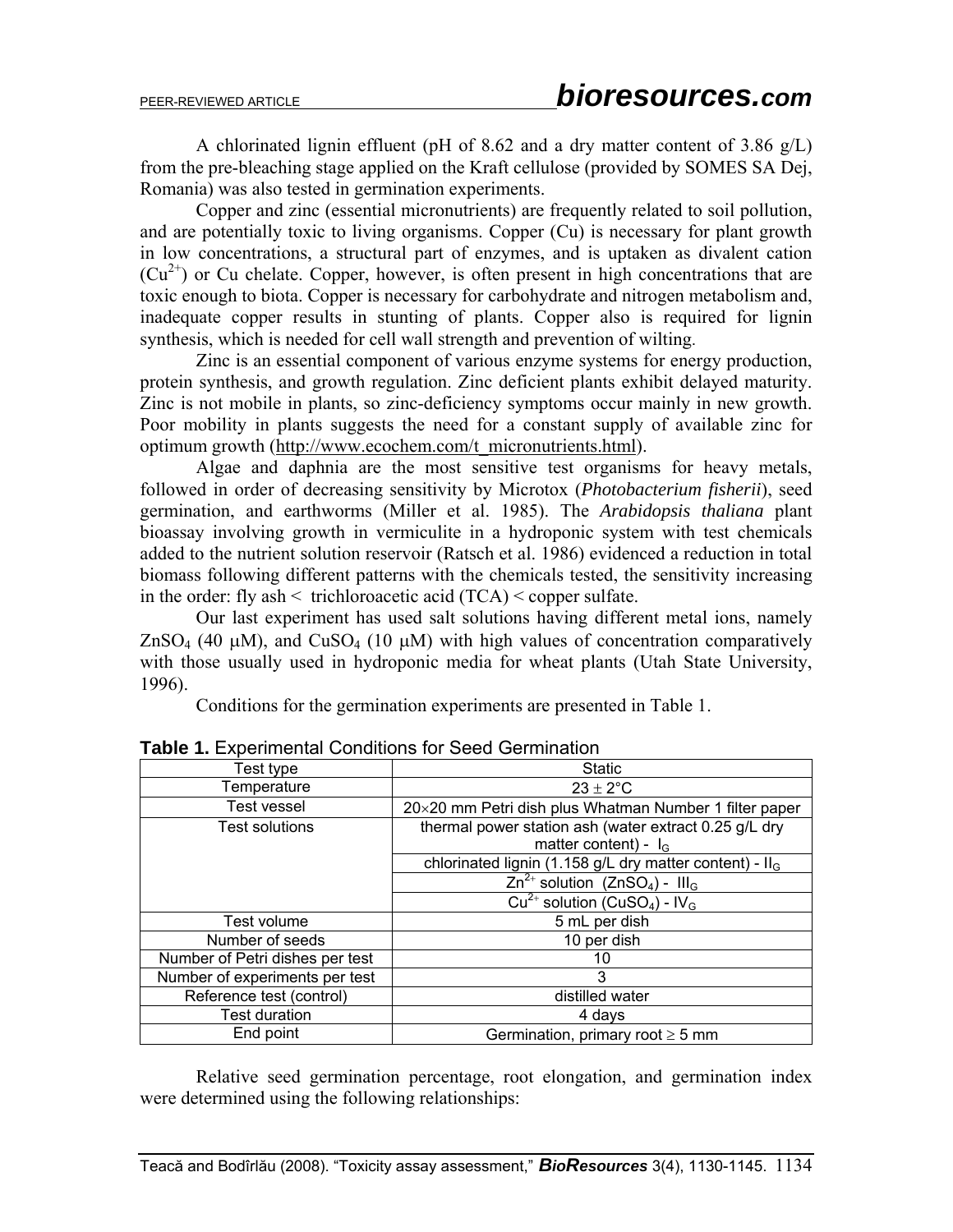A chlorinated lignin effluent (pH of 8.62 and a dry matter content of 3.86 g/L) from the pre-bleaching stage applied on the Kraft cellulose (provided by SOMES SA Dej, Romania) was also tested in germination experiments.

Copper and zinc (essential micronutrients) are frequently related to soil pollution, and are potentially toxic to living organisms. Copper (Cu) is necessary for plant growth in low concentrations, a structural part of enzymes, and is uptaken as divalent cation ($Cu^{2+}$) or Cu chelate. Copper, however, is often present in high concentrations that are toxic enough to biota. Copper is necessary for carbohydrate and nitrogen metabolism and, inadequate copper results in stunting of plants. Copper also is required for lignin synthesis, which is needed for cell wall strength and prevention of wilting.

Zinc is an essential component of various enzyme systems for energy production, protein synthesis, and growth regulation. Zinc deficient plants exhibit delayed maturity. Zinc is not mobile in plants, so zinc-deficiency symptoms occur mainly in new growth. Poor mobility in plants suggests the need for a constant supply of available zinc for optimum growth (http://www.ecochem.com/t_micronutrients.html).

Algae and daphnia are the most sensitive test organisms for heavy metals, followed in order of decreasing sensitivity by Microtox (*Photobacterium fisherii*), seed germination, and earthworms (Miller et al. 1985). The *Arabidopsis thaliana* plant bioassay involving growth in vermiculite in a hydroponic system with test chemicals added to the nutrient solution reservoir (Ratsch et al. 1986) evidenced a reduction in total biomass following different patterns with the chemicals tested, the sensitivity increasing in the order: fly ash < trichloroacetic acid (TCA) < copper sulfate.

Our last experiment has used salt solutions having different metal ions, namely $ZnSO_4$ (40 μM), and $CuSO_4$ (10 μM) with high values of concentration comparatively with those usually used in hydroponic media for wheat plants (Utah State University, 1996).

Conditions for the germination experiments are presented in Table 1.

**Table 1.** Experimental Conditions for Seed Germination

| Test type | Static |
|---|---|
| Temperature | 23 ± 2°C |
| Test vessel | 20×20 mm Petri dish plus Whatman Number 1 filter paper |
| Test solutions | thermal power station ash (water extract 0.25 g/L dry matter content) - $I_G$ |
| | chlorinated lignin (1.158 g/L dry matter content) - $II_G$ |
| | $Zn^{2+}$ solution ($ZnSO_4$) - $III_G$ |
| | $Cu^{2+}$ solution ($CuSO_4$) - $IV_G$ |
| Test volume | 5 mL per dish |
| Number of seeds | 10 per dish |
| Number of Petri dishes per test | 10 |
| Number of experiments per test | 3 |
| Reference test (control) | distilled water |
| Test duration | 4 days |
| End point | Germination, primary root ≥ 5 mm |

Relative seed germination percentage, root elongation, and germination index were determined using the following relationships: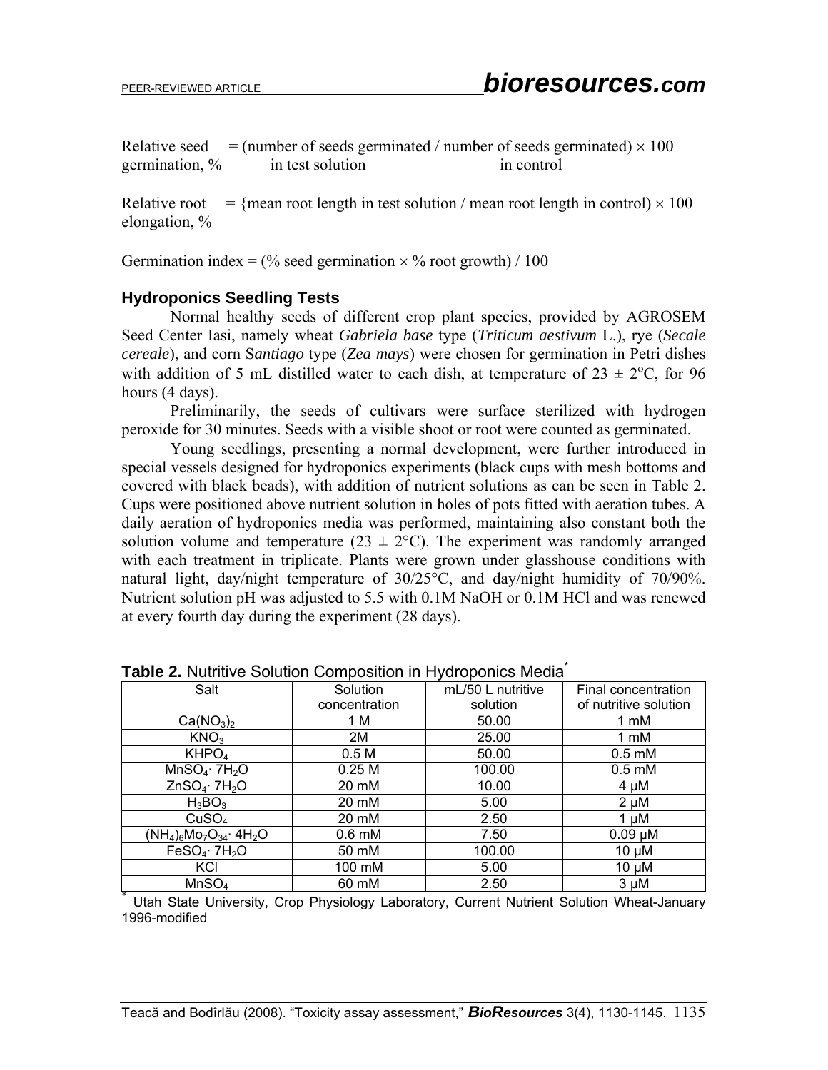Relative seed germination, % = (number of seeds germinated in test solution / number of seeds germinated in control) × 100

Relative root elongation, % = {mean root length in test solution / mean root length in control) × 100

Germination index = (% seed germination × % root growth) / 100

### Hydroponics Seedling Tests

Normal healthy seeds of different crop plant species, provided by AGROSEM Seed Center Iasi, namely wheat *Gabriela base* type (*Triticum aestivum* L.), rye (*Secale cereale*), and corn S*antiago* type (*Zea mays*) were chosen for germination in Petri dishes with addition of 5 mL distilled water to each dish, at temperature of 23 ± 2°C, for 96 hours (4 days).

Preliminarily, the seeds of cultivars were surface sterilized with hydrogen peroxide for 30 minutes. Seeds with a visible shoot or root were counted as germinated.

Young seedlings, presenting a normal development, were further introduced in special vessels designed for hydroponics experiments (black cups with mesh bottoms and covered with black beads), with addition of nutrient solutions as can be seen in Table 2. Cups were positioned above nutrient solution in holes of pots fitted with aeration tubes. A daily aeration of hydroponics media was performed, maintaining also constant both the solution volume and temperature (23 ± 2°C). The experiment was randomly arranged with each treatment in triplicate. Plants were grown under glasshouse conditions with natural light, day/night temperature of 30/25°C, and day/night humidity of 70/90%. Nutrient solution pH was adjusted to 5.5 with 0.1M NaOH or 0.1M HCl and was renewed at every fourth day during the experiment (28 days).

**Table 2.** Nutritive Solution Composition in Hydroponics Media*

| Salt | Solution concentration | mL/50 L nutritive solution | Final concentration of nutritive solution |
|---|---|---|---|
| $Ca(NO_3)_2$ | 1 M | 50.00 | 1 mM |
| $KNO_3$ | 2M | 25.00 | 1 mM |
| $KHPO_4$ | 0.5 M | 50.00 | 0.5 mM |
| $MnSO_4 \cdot 7H_2O$ | 0.25 M | 100.00 | 0.5 mM |
| $ZnSO_4 \cdot 7H_2O$ | 20 mM | 10.00 | 4 μM |
| $H_3BO_3$ | 20 mM | 5.00 | 2 μM |
| $CuSO_4$ | 20 mM | 2.50 | 1 μM |
| $(NH_4)_6Mo_7O_{34} \cdot 4H_2O$ | 0.6 mM | 7.50 | 0.09 μM |
| $FeSO_4 \cdot 7H_2O$ | 50 mM | 100.00 | 10 μM |
| KCl | 100 mM | 5.00 | 10 μM |
| $MnSO_4$ | 60 mM | 2.50 | 3 μM |

\* Utah State University, Crop Physiology Laboratory, Current Nutrient Solution Wheat-January 1996-modified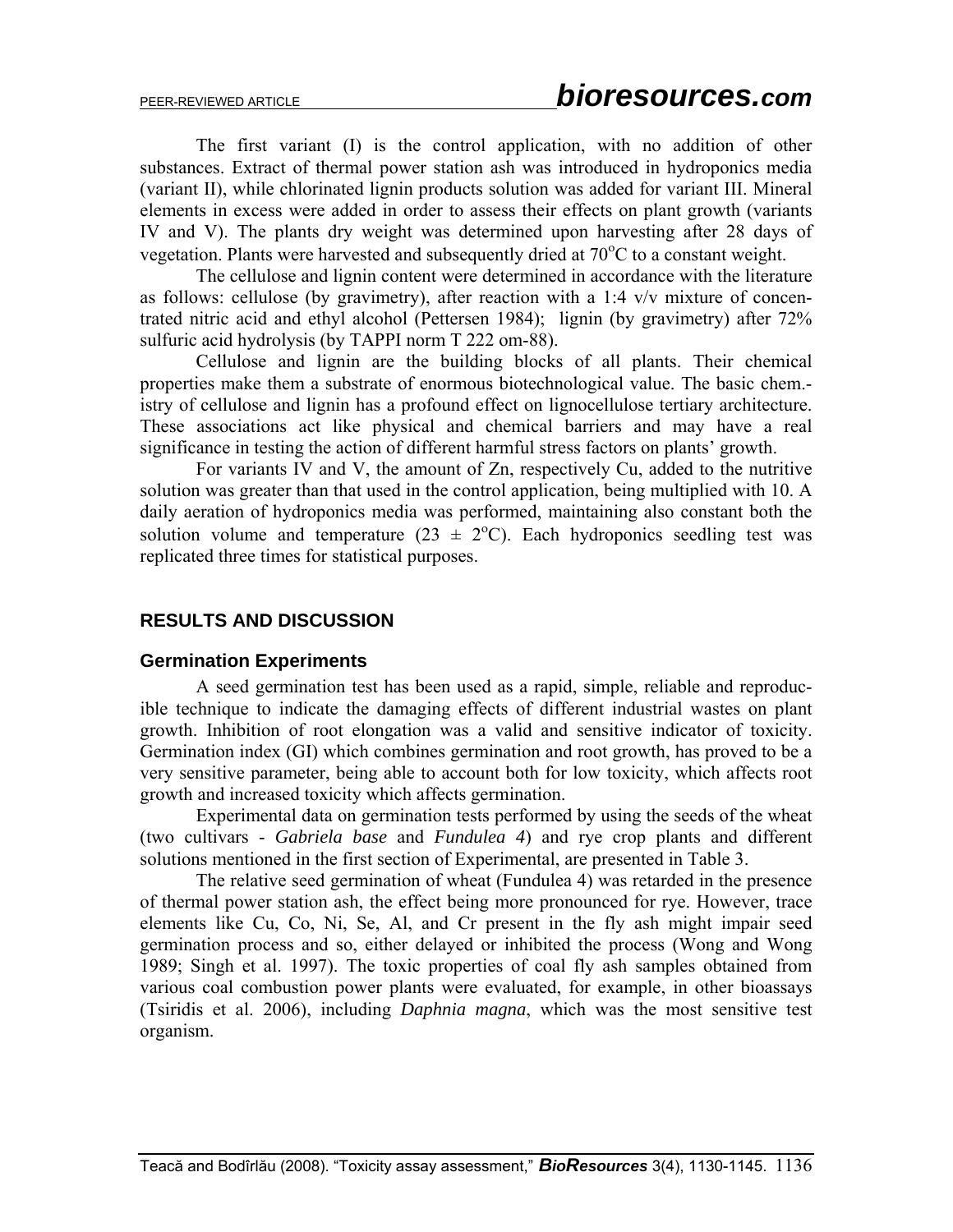The first variant (I) is the control application, with no addition of other substances. Extract of thermal power station ash was introduced in hydroponics media (variant II), while chlorinated lignin products solution was added for variant III. Mineral elements in excess were added in order to assess their effects on plant growth (variants IV and V). The plants dry weight was determined upon harvesting after 28 days of vegetation. Plants were harvested and subsequently dried at 70°C to a constant weight.

The cellulose and lignin content were determined in accordance with the literature as follows: cellulose (by gravimetry), after reaction with a 1:4 v/v mixture of concentrated nitric acid and ethyl alcohol (Pettersen 1984); lignin (by gravimetry) after 72% sulfuric acid hydrolysis (by TAPPI norm T 222 om-88).

Cellulose and lignin are the building blocks of all plants. Their chemical properties make them a substrate of enormous biotechnological value. The basic chem.-istry of cellulose and lignin has a profound effect on lignocellulose tertiary architecture. These associations act like physical and chemical barriers and may have a real significance in testing the action of different harmful stress factors on plants' growth.

For variants IV and V, the amount of Zn, respectively Cu, added to the nutritive solution was greater than that used in the control application, being multiplied with 10. A daily aeration of hydroponics media was performed, maintaining also constant both the solution volume and temperature (23 ± 2°C). Each hydroponics seedling test was replicated three times for statistical purposes.

## RESULTS AND DISCUSSION

### Germination Experiments

A seed germination test has been used as a rapid, simple, reliable and reproducible technique to indicate the damaging effects of different industrial wastes on plant growth. Inhibition of root elongation was a valid and sensitive indicator of toxicity. Germination index (GI) which combines germination and root growth, has proved to be a very sensitive parameter, being able to account both for low toxicity, which affects root growth and increased toxicity which affects germination.

Experimental data on germination tests performed by using the seeds of the wheat (two cultivars - *Gabriela base* and *Fundulea 4*) and rye crop plants and different solutions mentioned in the first section of Experimental, are presented in Table 3.

The relative seed germination of wheat (Fundulea 4) was retarded in the presence of thermal power station ash, the effect being more pronounced for rye. However, trace elements like Cu, Co, Ni, Se, Al, and Cr present in the fly ash might impair seed germination process and so, either delayed or inhibited the process (Wong and Wong 1989; Singh et al. 1997). The toxic properties of coal fly ash samples obtained from various coal combustion power plants were evaluated, for example, in other bioassays (Tsiridis et al. 2006), including *Daphnia magna*, which was the most sensitive test organism.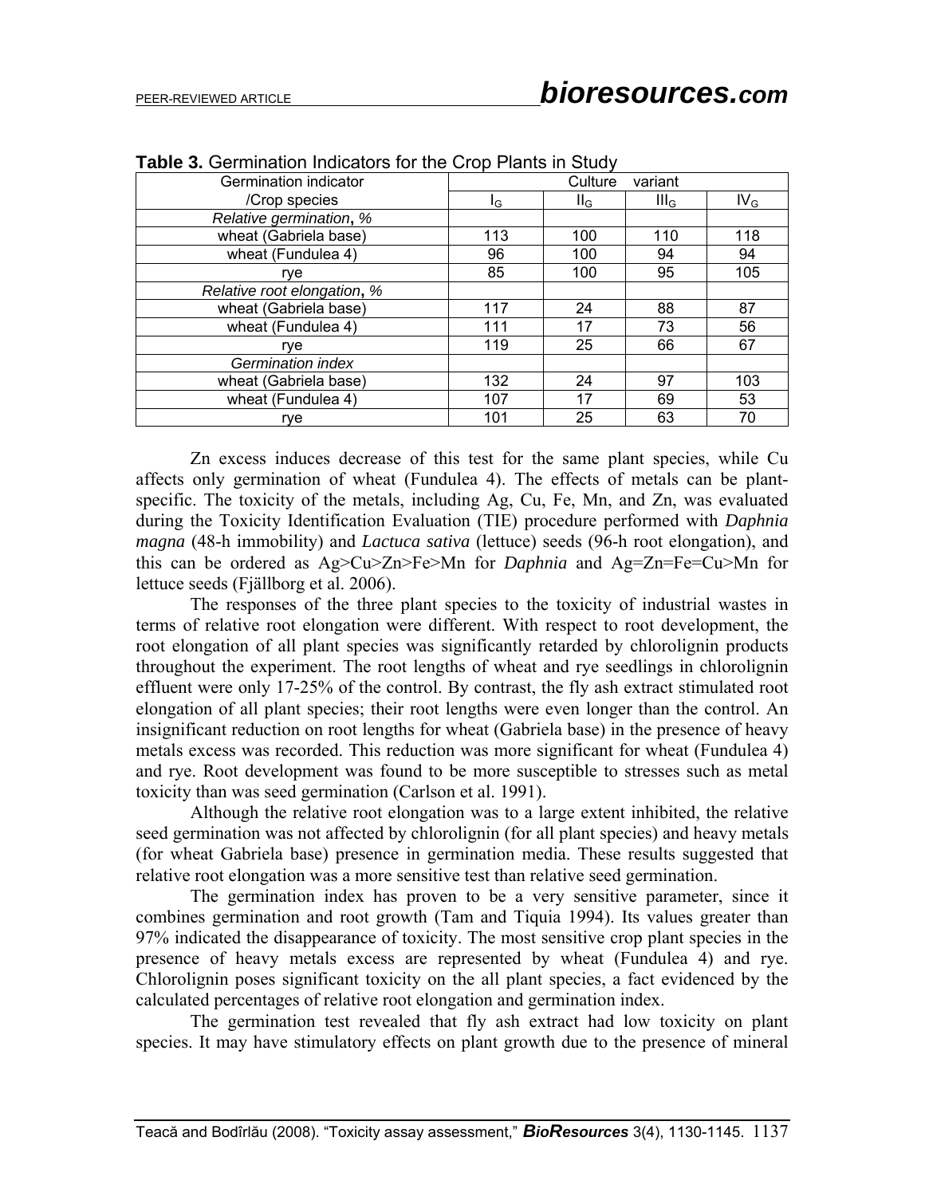**Table 3.** Germination Indicators for the Crop Plants in Study

| Germination indicator /Crop species | Culture variant | | | |
|---|---|---|---|---|
| | $I_G$ | $II_G$ | $III_G$ | $IV_G$ |
| *Relative germination*, % | | | | |
| wheat (Gabriela base) | 113 | 100 | 110 | 118 |
| wheat (Fundulea 4) | 96 | 100 | 94 | 94 |
| rye | 85 | 100 | 95 | 105 |
| *Relative root elongation*, % | | | | |
| wheat (Gabriela base) | 117 | 24 | 88 | 87 |
| wheat (Fundulea 4) | 111 | 17 | 73 | 56 |
| rye | 119 | 25 | 66 | 67 |
| *Germination index* | | | | |
| wheat (Gabriela base) | 132 | 24 | 97 | 103 |
| wheat (Fundulea 4) | 107 | 17 | 69 | 53 |
| rye | 101 | 25 | 63 | 70 |

Zn excess induces decrease of this test for the same plant species, while Cu affects only germination of wheat (Fundulea 4). The effects of metals can be plant-specific. The toxicity of the metals, including Ag, Cu, Fe, Mn, and Zn, was evaluated during the Toxicity Identification Evaluation (TIE) procedure performed with *Daphnia magna* (48-h immobility) and *Lactuca sativa* (lettuce) seeds (96-h root elongation), and this can be ordered as Ag>Cu>Zn>Fe>Mn for *Daphnia* and Ag=Zn=Fe=Cu>Mn for lettuce seeds (Fjällborg et al. 2006).

The responses of the three plant species to the toxicity of industrial wastes in terms of relative root elongation were different. With respect to root development, the root elongation of all plant species was significantly retarded by chlorolignin products throughout the experiment. The root lengths of wheat and rye seedlings in chlorolignin effluent were only 17-25% of the control. By contrast, the fly ash extract stimulated root elongation of all plant species; their root lengths were even longer than the control. An insignificant reduction on root lengths for wheat (Gabriela base) in the presence of heavy metals excess was recorded. This reduction was more significant for wheat (Fundulea 4) and rye. Root development was found to be more susceptible to stresses such as metal toxicity than was seed germination (Carlson et al. 1991).

Although the relative root elongation was to a large extent inhibited, the relative seed germination was not affected by chlorolignin (for all plant species) and heavy metals (for wheat Gabriela base) presence in germination media. These results suggested that relative root elongation was a more sensitive test than relative seed germination.

The germination index has proven to be a very sensitive parameter, since it combines germination and root growth (Tam and Tiquia 1994). Its values greater than 97% indicated the disappearance of toxicity. The most sensitive crop plant species in the presence of heavy metals excess are represented by wheat (Fundulea 4) and rye. Chlorolignin poses significant toxicity on the all plant species, a fact evidenced by the calculated percentages of relative root elongation and germination index.

The germination test revealed that fly ash extract had low toxicity on plant species. It may have stimulatory effects on plant growth due to the presence of mineral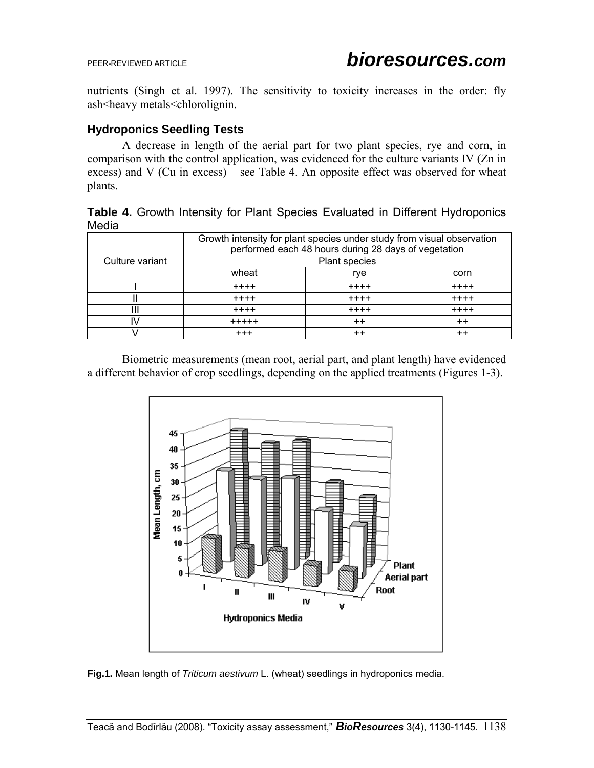nutrients (Singh et al. 1997). The sensitivity to toxicity increases in the order: fly ash<heavy metals<chlorolignin.

### Hydroponics Seedling Tests

A decrease in length of the aerial part for two plant species, rye and corn, in comparison with the control application, was evidenced for the culture variants IV (Zn in excess) and V (Cu in excess) – see Table 4. An opposite effect was observed for wheat plants.

**Table 4.** Growth Intensity for Plant Species Evaluated in Different Hydroponics Media

| Culture variant | Growth intensity for plant species under study from visual observation performed each 48 hours during 28 days of vegetation | | |
|---|---|---|---|
| | Plant species | | |
| | wheat | rye | corn |
| I | ++++ | ++++ | ++++ |
| II | ++++ | ++++ | ++++ |
| III | ++++ | ++++ | ++++ |
| IV | +++++ | ++ | ++ |
| V | +++ | ++ | ++ |

Biometric measurements (mean root, aerial part, and plant length) have evidenced a different behavior of crop seedlings, depending on the applied treatments (Figures 1-3).

**Fig.1.** Mean length of *Triticum aestivum* L. (wheat) seedlings in hydroponics media.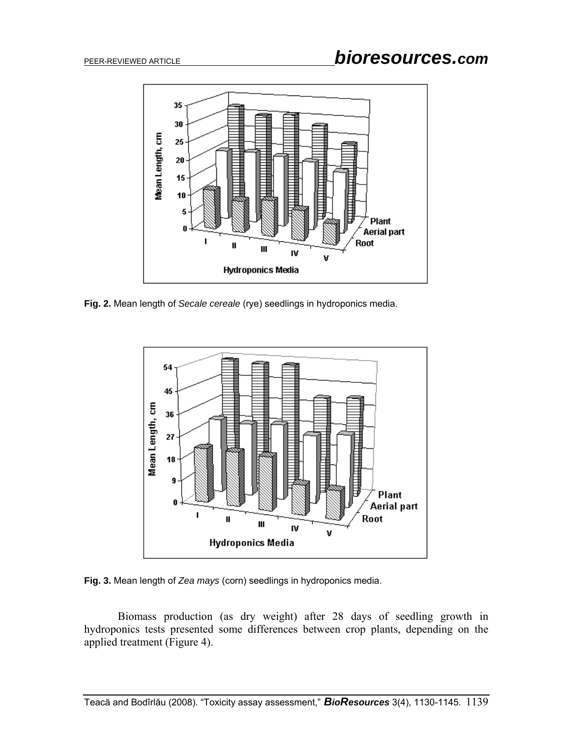**Fig. 2.** Mean length of *Secale cereale* (rye) seedlings in hydroponics media.

**Fig. 3.** Mean length of *Zea mays* (corn) seedlings in hydroponics media.

Biomass production (as dry weight) after 28 days of seedling growth in hydroponics tests presented some differences between crop plants, depending on the applied treatment (Figure 4).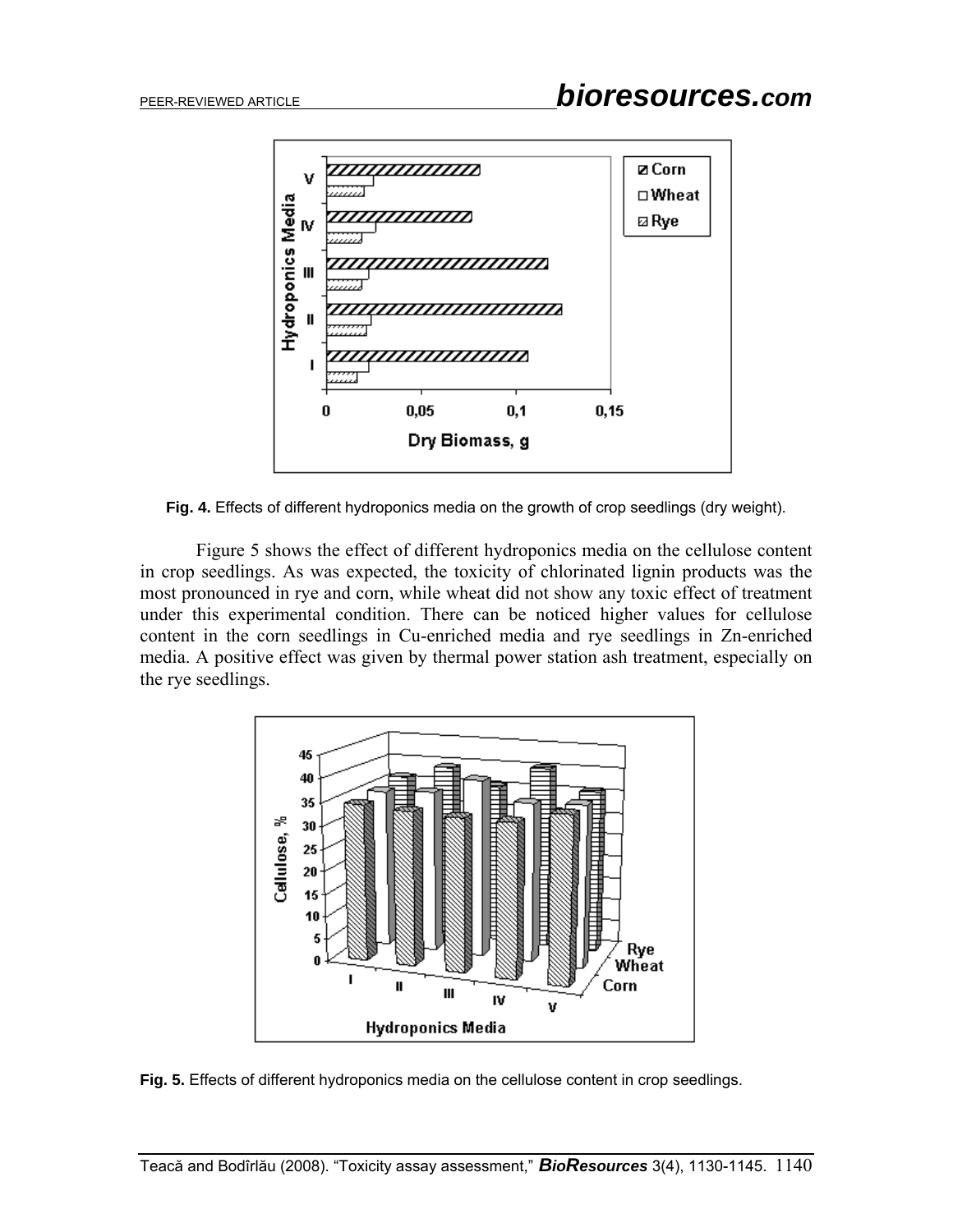**Fig. 4.** Effects of different hydroponics media on the growth of crop seedlings (dry weight).

Figure 5 shows the effect of different hydroponics media on the cellulose content in crop seedlings. As was expected, the toxicity of chlorinated lignin products was the most pronounced in rye and corn, while wheat did not show any toxic effect of treatment under this experimental condition. There can be noticed higher values for cellulose content in the corn seedlings in Cu-enriched media and rye seedlings in Zn-enriched media. A positive effect was given by thermal power station ash treatment, especially on the rye seedlings.

**Fig. 5.** Effects of different hydroponics media on the cellulose content in crop seedlings.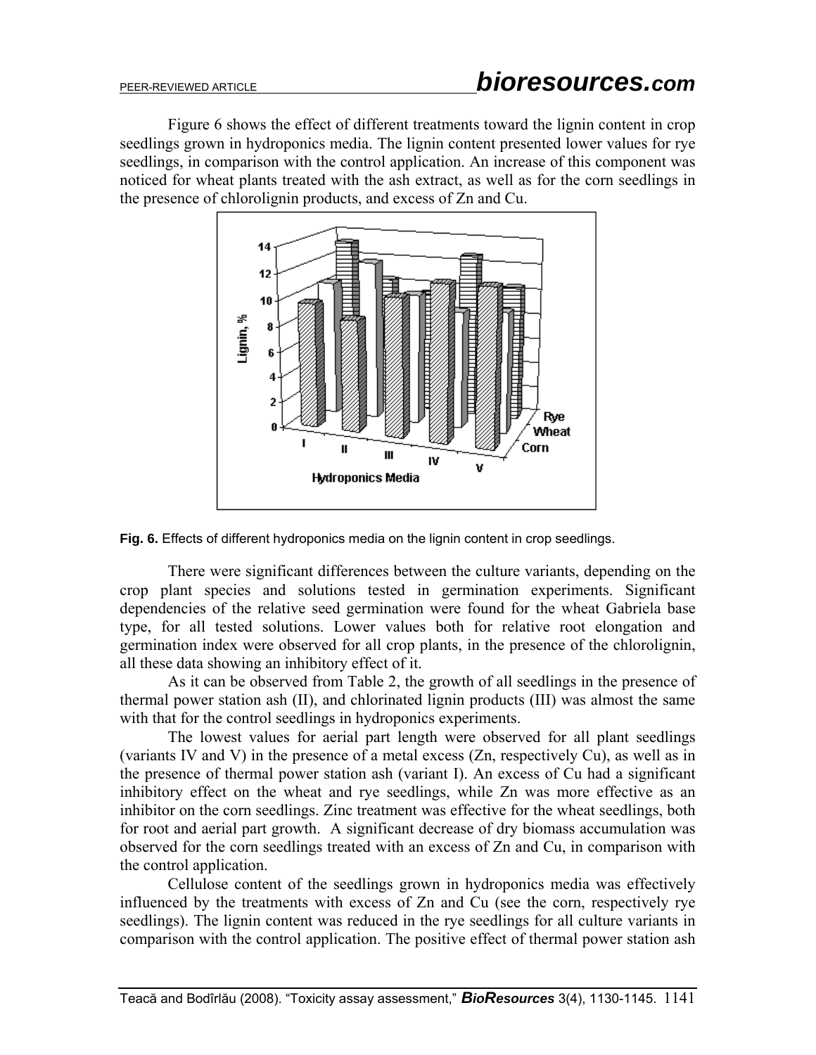Figure 6 shows the effect of different treatments toward the lignin content in crop seedlings grown in hydroponics media. The lignin content presented lower values for rye seedlings, in comparison with the control application. An increase of this component was noticed for wheat plants treated with the ash extract, as well as for the corn seedlings in the presence of chlorolignin products, and excess of Zn and Cu.

**Fig. 6.** Effects of different hydroponics media on the lignin content in crop seedlings.

There were significant differences between the culture variants, depending on the crop plant species and solutions tested in germination experiments. Significant dependencies of the relative seed germination were found for the wheat Gabriela base type, for all tested solutions. Lower values both for relative root elongation and germination index were observed for all crop plants, in the presence of the chlorolignin, all these data showing an inhibitory effect of it.

As it can be observed from Table 2, the growth of all seedlings in the presence of thermal power station ash (II), and chlorinated lignin products (III) was almost the same with that for the control seedlings in hydroponics experiments.

The lowest values for aerial part length were observed for all plant seedlings (variants IV and V) in the presence of a metal excess (Zn, respectively Cu), as well as in the presence of thermal power station ash (variant I). An excess of Cu had a significant inhibitory effect on the wheat and rye seedlings, while Zn was more effective as an inhibitor on the corn seedlings. Zinc treatment was effective for the wheat seedlings, both for root and aerial part growth. A significant decrease of dry biomass accumulation was observed for the corn seedlings treated with an excess of Zn and Cu, in comparison with the control application.

Cellulose content of the seedlings grown in hydroponics media was effectively influenced by the treatments with excess of Zn and Cu (see the corn, respectively rye seedlings). The lignin content was reduced in the rye seedlings for all culture variants in comparison with the control application. The positive effect of thermal power station ash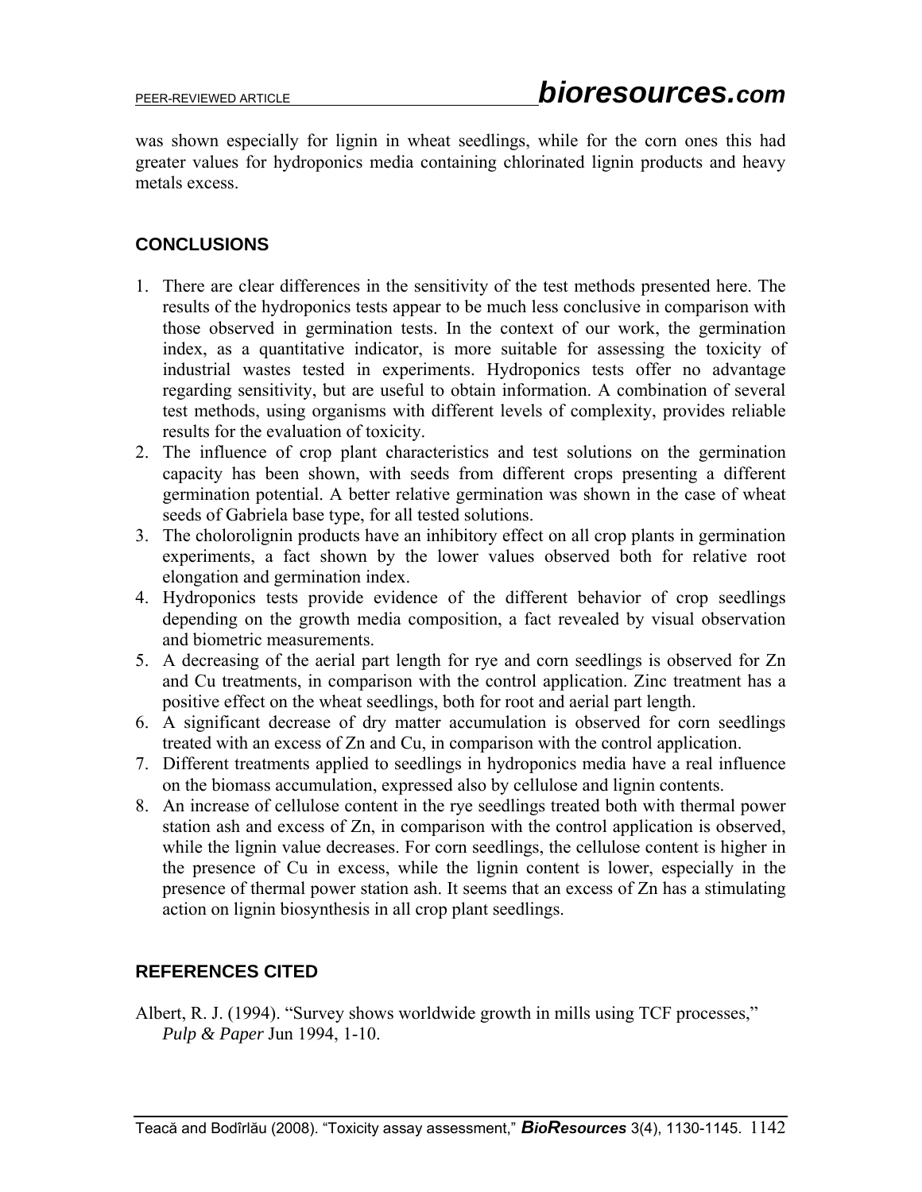was shown especially for lignin in wheat seedlings, while for the corn ones this had greater values for hydroponics media containing chlorinated lignin products and heavy metals excess.

## CONCLUSIONS

1. There are clear differences in the sensitivity of the test methods presented here. The results of the hydroponics tests appear to be much less conclusive in comparison with those observed in germination tests. In the context of our work, the germination index, as a quantitative indicator, is more suitable for assessing the toxicity of industrial wastes tested in experiments. Hydroponics tests offer no advantage regarding sensitivity, but are useful to obtain information. A combination of several test methods, using organisms with different levels of complexity, provides reliable results for the evaluation of toxicity.
2. The influence of crop plant characteristics and test solutions on the germination capacity has been shown, with seeds from different crops presenting a different germination potential. A better relative germination was shown in the case of wheat seeds of Gabriela base type, for all tested solutions.
3. The cholorolignin products have an inhibitory effect on all crop plants in germination experiments, a fact shown by the lower values observed both for relative root elongation and germination index.
4. Hydroponics tests provide evidence of the different behavior of crop seedlings depending on the growth media composition, a fact revealed by visual observation and biometric measurements.
5. A decreasing of the aerial part length for rye and corn seedlings is observed for Zn and Cu treatments, in comparison with the control application. Zinc treatment has a positive effect on the wheat seedlings, both for root and aerial part length.
6. A significant decrease of dry matter accumulation is observed for corn seedlings treated with an excess of Zn and Cu, in comparison with the control application.
7. Different treatments applied to seedlings in hydroponics media have a real influence on the biomass accumulation, expressed also by cellulose and lignin contents.
8. An increase of cellulose content in the rye seedlings treated both with thermal power station ash and excess of Zn, in comparison with the control application is observed, while the lignin value decreases. For corn seedlings, the cellulose content is higher in the presence of Cu in excess, while the lignin content is lower, especially in the presence of thermal power station ash. It seems that an excess of Zn has a stimulating action on lignin biosynthesis in all crop plant seedlings.

## REFERENCES CITED

Albert, R. J. (1994). "Survey shows worldwide growth in mills using TCF processes," *Pulp & Paper* Jun 1994, 1-10.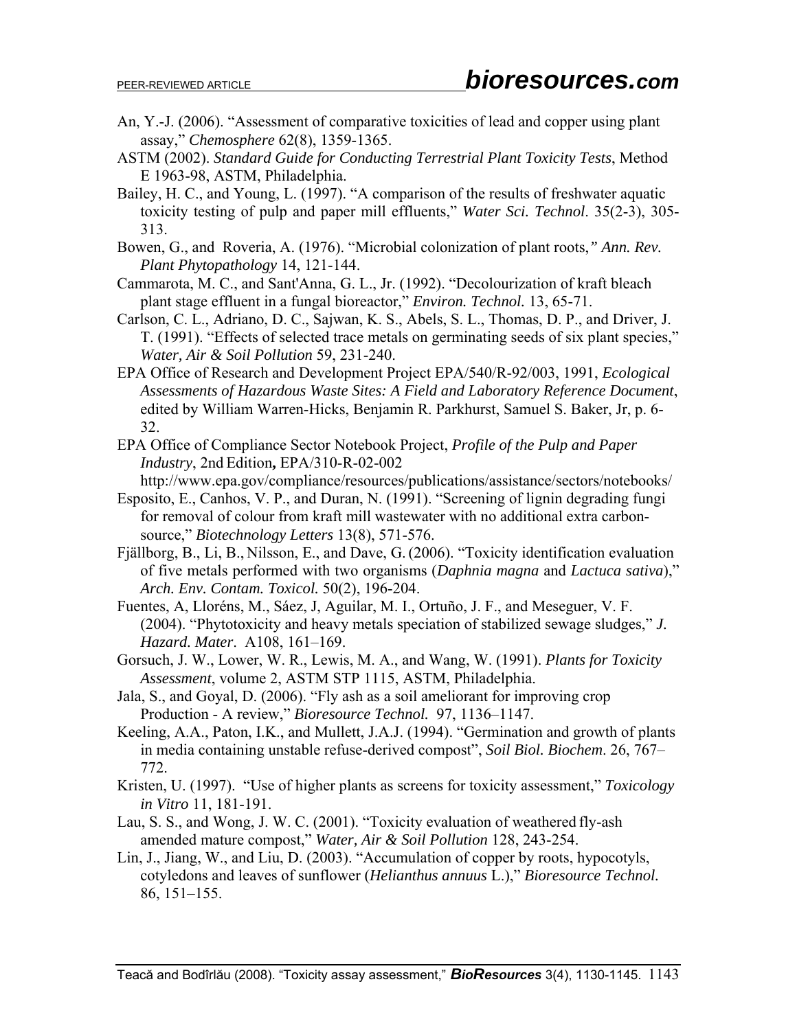An, Y.-J. (2006). "Assessment of comparative toxicities of lead and copper using plant assay," *Chemosphere* 62(8), 1359-1365.

ASTM (2002). *Standard Guide for Conducting Terrestrial Plant Toxicity Tests*, Method E 1963-98, ASTM, Philadelphia.

Bailey, H. C., and Young, L. (1997). "A comparison of the results of freshwater aquatic toxicity testing of pulp and paper mill effluents," *Water Sci. Technol*. 35(2-3), 305-313.

Bowen, G., and Roveria, A. (1976). "Microbial colonization of plant roots," *Ann. Rev. Plant Phytopathology* 14, 121-144.

Cammarota, M. C., and Sant'Anna, G. L., Jr. (1992). "Decolourization of kraft bleach plant stage effluent in a fungal bioreactor," *Environ. Technol.* 13, 65-71.

Carlson, C. L., Adriano, D. C., Sajwan, K. S., Abels, S. L., Thomas, D. P., and Driver, J. T. (1991). "Effects of selected trace metals on germinating seeds of six plant species," *Water, Air & Soil Pollution* 59, 231-240.

EPA Office of Research and Development Project EPA/540/R-92/003, 1991, *Ecological Assessments of Hazardous Waste Sites: A Field and Laboratory Reference Document*, edited by William Warren-Hicks, Benjamin R. Parkhurst, Samuel S. Baker, Jr, p. 6-32.

EPA Office of Compliance Sector Notebook Project, *Profile of the Pulp and Paper Industry*, 2nd Edition**,** EPA/310-R-02-002 http://www.epa.gov/compliance/resources/publications/assistance/sectors/notebooks/

Esposito, E., Canhos, V. P., and Duran, N. (1991). "Screening of lignin degrading fungi for removal of colour from kraft mill wastewater with no additional extra carbon-source," *Biotechnology Letters* 13(8), 571-576.

Fjällborg, B., Li, B., Nilsson, E., and Dave, G. (2006). "Toxicity identification evaluation of five metals performed with two organisms (*Daphnia magna* and *Lactuca sativa*)," *Arch. Env. Contam. Toxicol.* 50(2), 196-204.

Fuentes, A, Lloréns, M., Sáez, J, Aguilar, M. I., Ortuño, J. F., and Meseguer, V. F. (2004). "Phytotoxicity and heavy metals speciation of stabilized sewage sludges," *J. Hazard. Mater*. A108, 161–169.

Gorsuch, J. W., Lower, W. R., Lewis, M. A., and Wang, W. (1991). *Plants for Toxicity Assessment*, volume 2, ASTM STP 1115, ASTM, Philadelphia.

Jala, S., and Goyal, D. (2006). "Fly ash as a soil ameliorant for improving crop Production - A review," *Bioresource Technol.* 97, 1136–1147.

Keeling, A.A., Paton, I.K., and Mullett, J.A.J. (1994). "Germination and growth of plants in media containing unstable refuse-derived compost", *Soil Biol. Biochem*. 26, 767–772.

Kristen, U. (1997). "Use of higher plants as screens for toxicity assessment," *Toxicology in Vitro* 11, 181-191.

Lau, S. S., and Wong, J. W. C. (2001). "Toxicity evaluation of weathered fly-ash amended mature compost," *Water, Air & Soil Pollution* 128, 243-254.

Lin, J., Jiang, W., and Liu, D. (2003). "Accumulation of copper by roots, hypocotyls, cotyledons and leaves of sunflower (*Helianthus annuus* L.)," *Bioresource Technol.* 86, 151–155.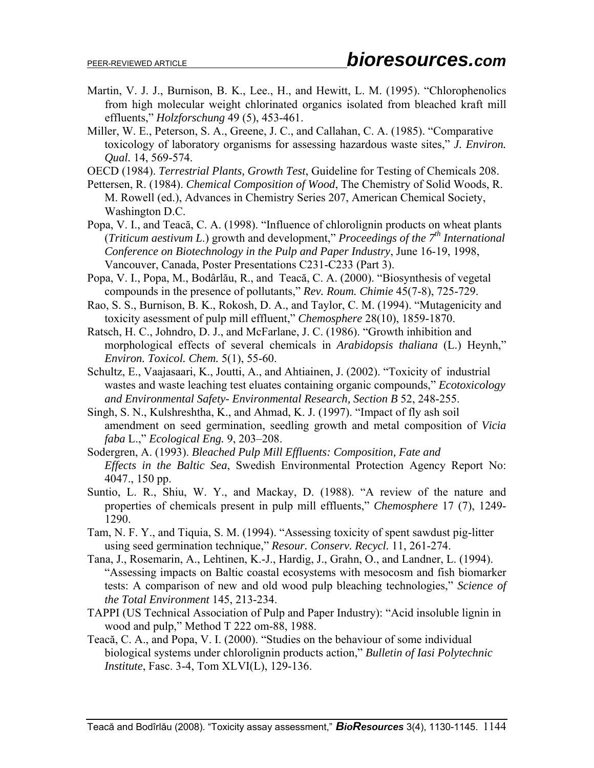Martin, V. J. J., Burnison, B. K., Lee., H., and Hewitt, L. M. (1995). "Chlorophenolics from high molecular weight chlorinated organics isolated from bleached kraft mill effluents," *Holzforschung* 49 (5), 453-461.

Miller, W. E., Peterson, S. A., Greene, J. C., and Callahan, C. A. (1985). "Comparative toxicology of laboratory organisms for assessing hazardous waste sites," *J. Environ. Qual.* 14, 569-574.

OECD (1984). *Terrestrial Plants, Growth Test*, Guideline for Testing of Chemicals 208.

Pettersen, R. (1984). *Chemical Composition of Wood*, The Chemistry of Solid Woods, R. M. Rowell (ed.), Advances in Chemistry Series 207, American Chemical Society, Washington D.C.

Popa, V. I., and Teacă, C. A. (1998). "Influence of chlorolignin products on wheat plants (*Triticum aestivum L.*) growth and development," *Proceedings of the 7th International Conference on Biotechnology in the Pulp and Paper Industry*, June 16-19, 1998, Vancouver, Canada, Poster Presentations C231-C233 (Part 3).

Popa, V. I., Popa, M., Bodârlău, R., and Teacă, C. A. (2000). "Biosynthesis of vegetal compounds in the presence of pollutants," *Rev. Roum. Chimie* 45(7-8), 725-729.

Rao, S. S., Burnison, B. K., Rokosh, D. A., and Taylor, C. M. (1994). "Mutagenicity and toxicity asessment of pulp mill effluent," *Chemosphere* 28(10), 1859-1870.

Ratsch, H. C., Johndro, D. J., and McFarlane, J. C. (1986). "Growth inhibition and morphological effects of several chemicals in *Arabidopsis thaliana* (L.) Heynh," *Environ. Toxicol. Chem.* 5(1), 55-60.

Schultz, E., Vaajasaari, K., Joutti, A., and Ahtiainen, J. (2002). "Toxicity of industrial wastes and waste leaching test eluates containing organic compounds," *Ecotoxicology and Environmental Safety- Environmental Research, Section B* 52, 248-255.

Singh, S. N., Kulshreshtha, K., and Ahmad, K. J. (1997). "Impact of fly ash soil amendment on seed germination, seedling growth and metal composition of *Vicia faba* L.," *Ecological Eng.* 9, 203–208.

Sodergren, A. (1993). *Bleached Pulp Mill Effluents: Composition, Fate and Effects in the Baltic Sea*, Swedish Environmental Protection Agency Report No: 4047., 150 pp.

Suntio, L. R., Shiu, W. Y., and Mackay, D. (1988). "A review of the nature and properties of chemicals present in pulp mill effluents," *Chemosphere* 17 (7), 1249-1290.

Tam, N. F. Y., and Tiquia, S. M. (1994). "Assessing toxicity of spent sawdust pig-litter using seed germination technique," *Resour. Conserv. Recycl.* 11, 261-274.

Tana, J., Rosemarin, A., Lehtinen, K.-J., Hardig, J., Grahn, O., and Landner, L. (1994). "Assessing impacts on Baltic coastal ecosystems with mesocosm and fish biomarker tests: A comparison of new and old wood pulp bleaching technologies," *Science of the Total Environment* 145, 213-234.

TAPPI (US Technical Association of Pulp and Paper Industry): "Acid insoluble lignin in wood and pulp," Method T 222 om-88, 1988.

Teacă, C. A., and Popa, V. I. (2000). "Studies on the behaviour of some individual biological systems under chlorolignin products action," *Bulletin of Iasi Polytechnic Institute*, Fasc. 3-4, Tom XLVI(L), 129-136.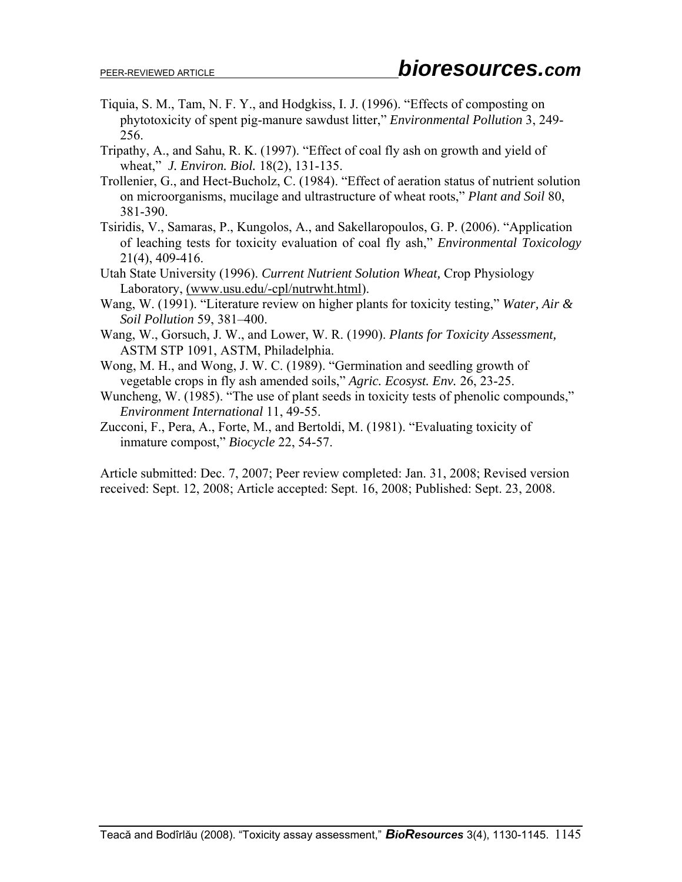Tiquia, S. M., Tam, N. F. Y., and Hodgkiss, I. J. (1996). "Effects of composting on phytotoxicity of spent pig-manure sawdust litter," *Environmental Pollution* 3, 249-256.

Tripathy, A., and Sahu, R. K. (1997). "Effect of coal fly ash on growth and yield of wheat," *J. Environ. Biol.* 18(2), 131-135.

Trollenier, G., and Hect-Bucholz, C. (1984). "Effect of aeration status of nutrient solution on microorganisms, mucilage and ultrastructure of wheat roots," *Plant and Soil* 80, 381-390.

Tsiridis, V., Samaras, P., Kungolos, A., and Sakellaropoulos, G. P. (2006). "Application of leaching tests for toxicity evaluation of coal fly ash," *Environmental Toxicology* 21(4), 409-416.

Utah State University (1996). *Current Nutrient Solution Wheat,* Crop Physiology Laboratory, (www.usu.edu/-cpl/nutrwht.html).

Wang, W. (1991). "Literature review on higher plants for toxicity testing," *Water, Air & Soil Pollution* 59, 381–400.

Wang, W., Gorsuch, J. W., and Lower, W. R. (1990). *Plants for Toxicity Assessment,* ASTM STP 1091, ASTM, Philadelphia.

Wong, M. H., and Wong, J. W. C. (1989). "Germination and seedling growth of vegetable crops in fly ash amended soils," *Agric. Ecosyst. Env.* 26, 23-25.

Wuncheng, W. (1985). "The use of plant seeds in toxicity tests of phenolic compounds," *Environment International* 11, 49-55.

Zucconi, F., Pera, A., Forte, M., and Bertoldi, M. (1981). "Evaluating toxicity of inmature compost," *Biocycle* 22, 54-57.

Article submitted: Dec. 7, 2007; Peer review completed: Jan. 31, 2008; Revised version received: Sept. 12, 2008; Article accepted: Sept. 16, 2008; Published: Sept. 23, 2008.